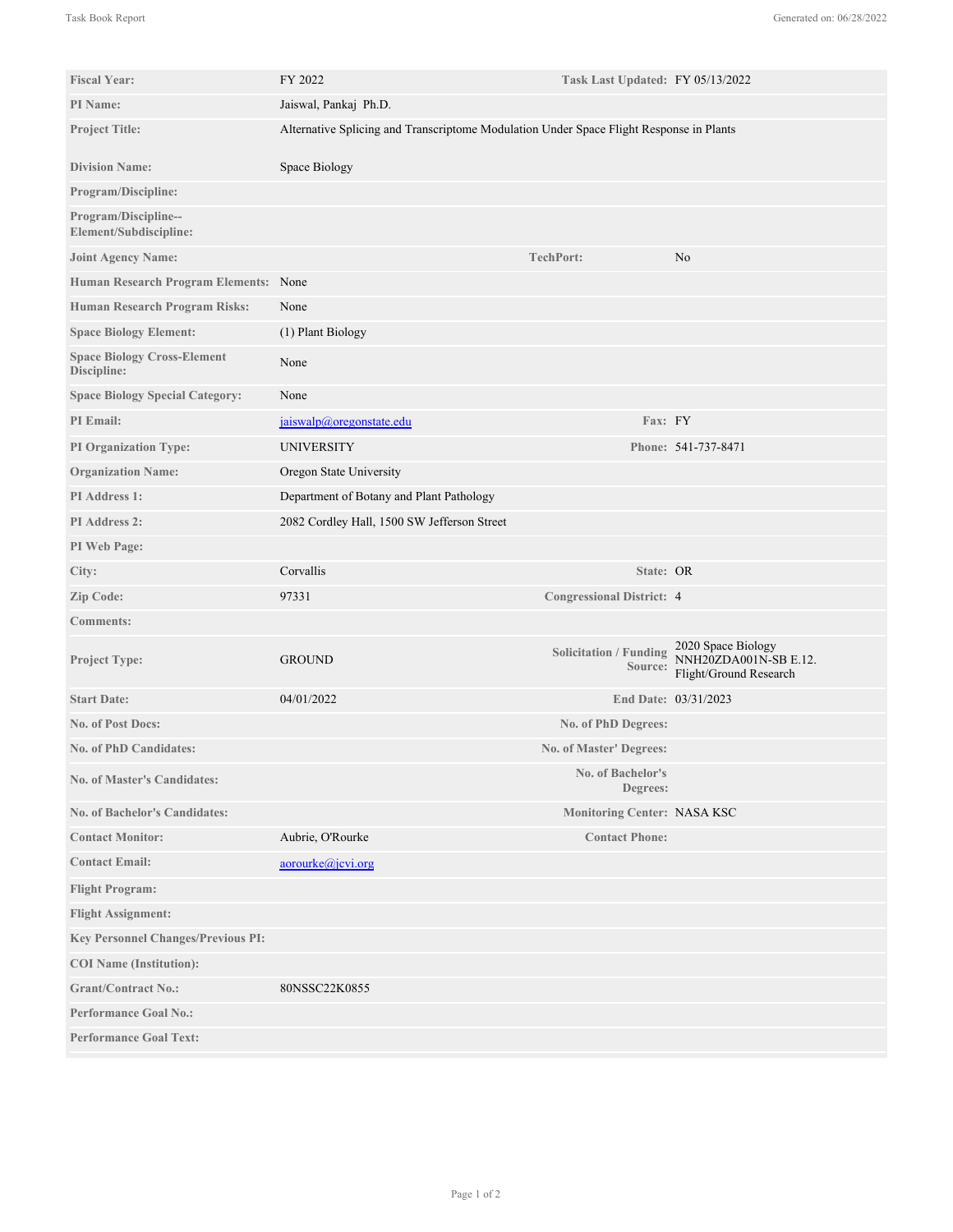| | | | |
|---|---|---|---|
| **Fiscal Year:** | FY 2022 | **Task Last Updated:** | FY 05/13/2022 |
| **PI Name:** | Jaiswal, Pankaj Ph.D. | | |
| **Project Title:** | Alternative Splicing and Transcriptome Modulation Under Space Flight Response in Plants | | |
| **Division Name:** | Space Biology | | |
| **Program/Discipline:** | | | |
| **Program/Discipline--Element/Subdiscipline:** | | | |
| **Joint Agency Name:** | | **TechPort:** | No |
| **Human Research Program Elements:** | None | | |
| **Human Research Program Risks:** | None | | |
| **Space Biology Element:** | (1) Plant Biology | | |
| **Space Biology Cross-Element Discipline:** | None | | |
| **Space Biology Special Category:** | None | | |
| **PI Email:** | jaiswalp@oregonstate.edu | **Fax:** | FY |
| **PI Organization Type:** | UNIVERSITY | **Phone:** | 541-737-8471 |
| **Organization Name:** | Oregon State University | | |
| **PI Address 1:** | Department of Botany and Plant Pathology | | |
| **PI Address 2:** | 2082 Cordley Hall, 1500 SW Jefferson Street | | |
| **PI Web Page:** | | | |
| **City:** | Corvallis | **State:** | OR |
| **Zip Code:** | 97331 | **Congressional District:** | 4 |
| **Comments:** | | | |
| **Project Type:** | GROUND | **Solicitation / Funding Source:** | 2020 Space Biology NNH20ZDA001N-SB E.12. Flight/Ground Research |
| **Start Date:** | 04/01/2022 | **End Date:** | 03/31/2023 |
| **No. of Post Docs:** | | **No. of PhD Degrees:** | |
| **No. of PhD Candidates:** | | **No. of Master' Degrees:** | |
| **No. of Master's Candidates:** | | **No. of Bachelor's Degrees:** | |
| **No. of Bachelor's Candidates:** | | **Monitoring Center:** | NASA KSC |
| **Contact Monitor:** | Aubrie, O'Rourke | **Contact Phone:** | |
| **Contact Email:** | aorourke@jcvi.org | | |
| **Flight Program:** | | | |
| **Flight Assignment:** | | | |
| **Key Personnel Changes/Previous PI:** | | | |
| **COI Name (Institution):** | | | |
| **Grant/Contract No.:** | 80NSSC22K0855 | | |
| **Performance Goal No.:** | | | |
| **Performance Goal Text:** | | | |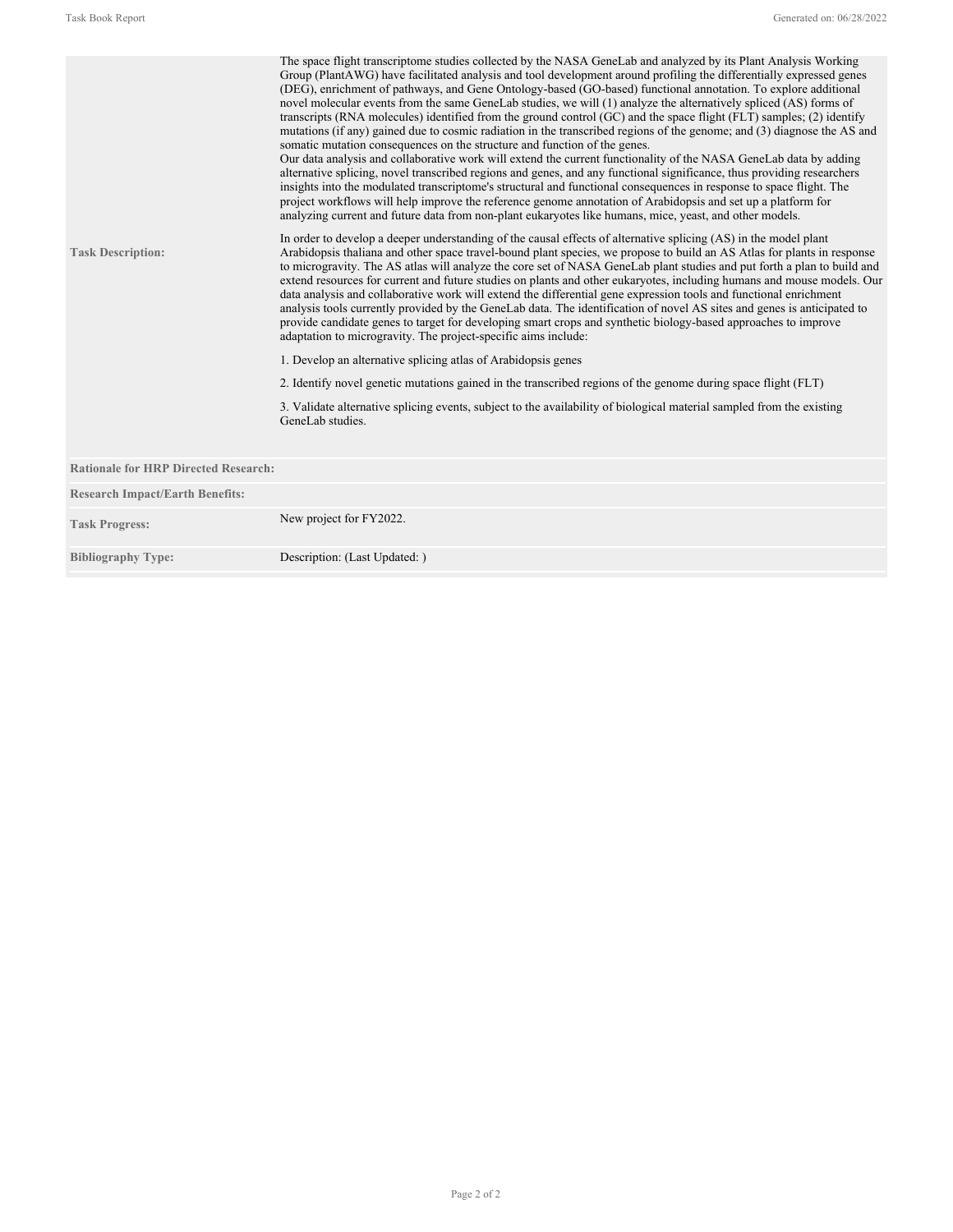| | |
|---|---|
| **Task Description:** | The space flight transcriptome studies collected by the NASA GeneLab and analyzed by its Plant Analysis Working Group (PlantAWG) have facilitated analysis and tool development around profiling the differentially expressed genes (DEG), enrichment of pathways, and Gene Ontology-based (GO-based) functional annotation. To explore additional novel molecular events from the same GeneLab studies, we will (1) analyze the alternatively spliced (AS) forms of transcripts (RNA molecules) identified from the ground control (GC) and the space flight (FLT) samples; (2) identify mutations (if any) gained due to cosmic radiation in the transcribed regions of the genome; and (3) diagnose the AS and somatic mutation consequences on the structure and function of the genes.<br>Our data analysis and collaborative work will extend the current functionality of the NASA GeneLab data by adding alternative splicing, novel transcribed regions and genes, and any functional significance, thus providing researchers insights into the modulated transcriptome's structural and functional consequences in response to space flight. The project workflows will help improve the reference genome annotation of Arabidopsis and set up a platform for analyzing current and future data from non-plant eukaryotes like humans, mice, yeast, and other models.<br><br>In order to develop a deeper understanding of the causal effects of alternative splicing (AS) in the model plant Arabidopsis thaliana and other space travel-bound plant species, we propose to build an AS Atlas for plants in response to microgravity. The AS atlas will analyze the core set of NASA GeneLab plant studies and put forth a plan to build and extend resources for current and future studies on plants and other eukaryotes, including humans and mouse models. Our data analysis and collaborative work will extend the differential gene expression tools and functional enrichment analysis tools currently provided by the GeneLab data. The identification of novel AS sites and genes is anticipated to provide candidate genes to target for developing smart crops and synthetic biology-based approaches to improve adaptation to microgravity. The project-specific aims include:<br><br>1. Develop an alternative splicing atlas of Arabidopsis genes<br><br>2. Identify novel genetic mutations gained in the transcribed regions of the genome during space flight (FLT)<br><br>3. Validate alternative splicing events, subject to the availability of biological material sampled from the existing GeneLab studies. |
| **Rationale for HRP Directed Research:** | |
| **Research Impact/Earth Benefits:** | |
| **Task Progress:** | New project for FY2022. |
| **Bibliography Type:** | Description: (Last Updated: ) |